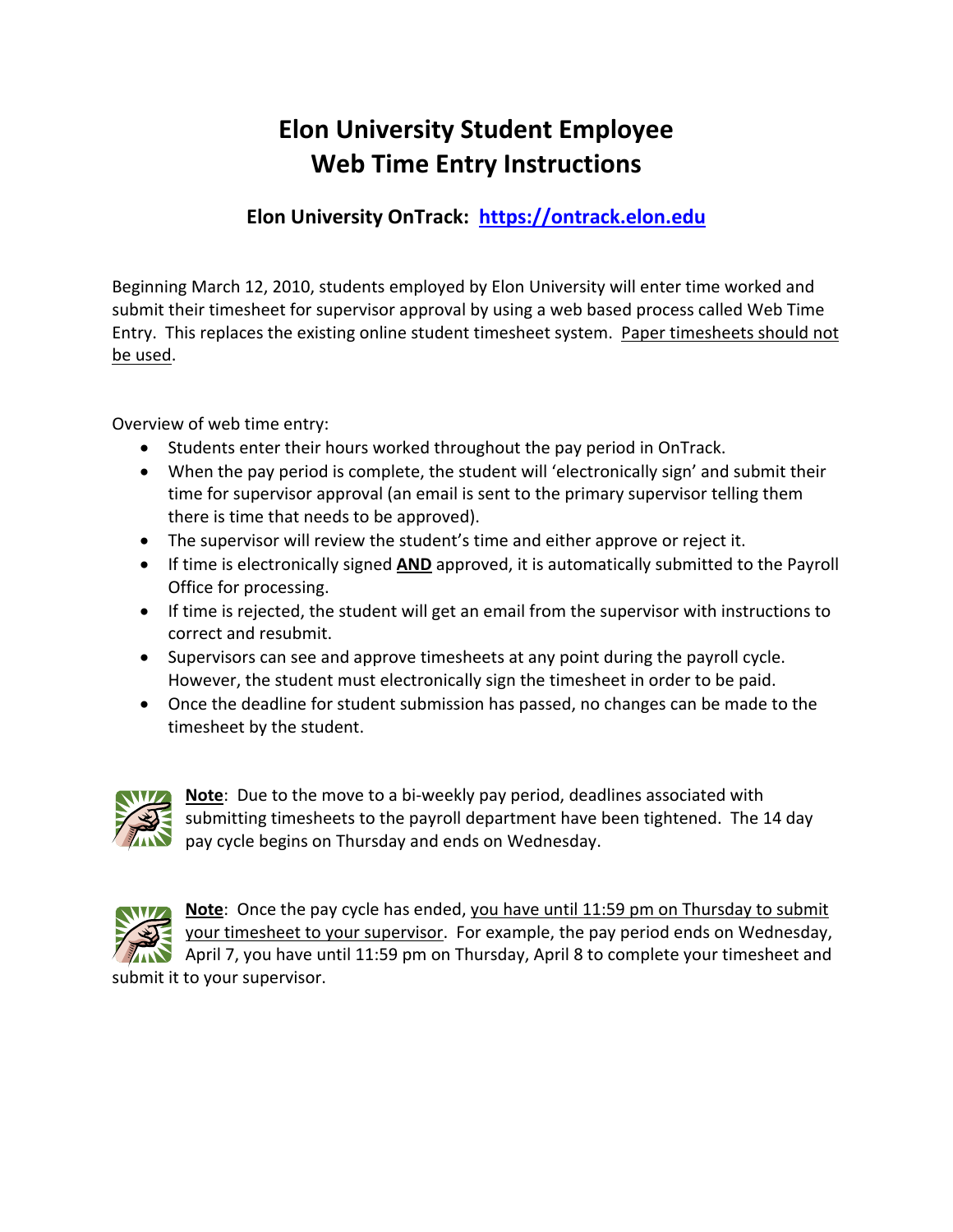# Elon University Student Employee Web Time Entry Instructions

## Elon University OnTrack: [https://ontrack.elon.edu](https://ontrack.elon.edu)

Beginning March 12, 2010, students employed by Elon University will enter time worked and submit their timesheet for supervisor approval by using a web based process called Web Time Entry. This replaces the existing online student timesheet system. Paper timesheets should not be used.

Overview of web time entry:

- Students enter their hours worked throughout the pay period in OnTrack.
- When the pay period is complete, the student will 'electronically sign' and submit their time for supervisor approval (an email is sent to the primary supervisor telling them there is time that needs to be approved).
- The supervisor will review the student's time and either approve or reject it.
- If time is electronically signed **AND** approved, it is automatically submitted to the Payroll Office for processing.
- If time is rejected, the student will get an email from the supervisor with instructions to correct and resubmit.
- Supervisors can see and approve timesheets at any point during the payroll cycle. However, the student must electronically sign the timesheet in order to be paid.
- Once the deadline for student submission has passed, no changes can be made to the timesheet by the student.

**Note**: Due to the move to a bi-weekly pay period, deadlines associated with submitting timesheets to the payroll department have been tightened. The 14 day pay cycle begins on Thursday and ends on Wednesday.

**Note**: Once the pay cycle has ended, you have until 11:59 pm on Thursday to submit your timesheet to your supervisor. For example, the pay period ends on Wednesday, April 7, you have until 11:59 pm on Thursday, April 8 to complete your timesheet and submit it to your supervisor.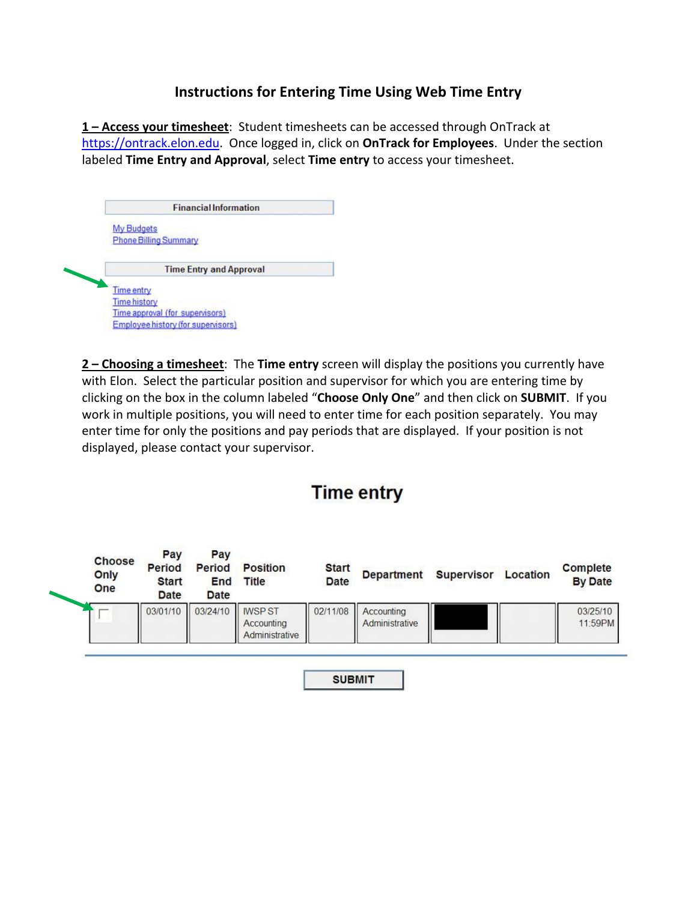### Instructions for Entering Time Using Web Time Entry

**<u>1 – Access your timesheet</u>**: Student timesheets can be accessed through OnTrack at https://ontrack.elon.edu. Once logged in, click on **OnTrack for Employees**. Under the section labeled **Time Entry and Approval**, select **Time entry** to access your timesheet.

| Financial Information |
| --- |
| My Budgets |
| Phone Billing Summary |

| Time Entry and Approval |
| --- |
| Time entry |
| Time history |
| Time approval (for supervisors) |
| Employee history (for supervisors) |

**<u>2 – Choosing a timesheet</u>**: The **Time entry** screen will display the positions you currently have with Elon. Select the particular position and supervisor for which you are entering time by clicking on the box in the column labeled "**Choose Only One**" and then click on **SUBMIT**. If you work in multiple positions, you will need to enter time for each position separately. You may enter time for only the positions and pay periods that are displayed. If your position is not displayed, please contact your supervisor.

## Time entry

| Choose Only One | Pay Period Start Date | Pay Period End Date | Position Title | Start Date | Department | Supervisor | Location | Complete By Date |
| --- | --- | --- | --- | --- | --- | --- | --- | --- |
| ☐ | 03/01/10 | 03/24/10 | IWSP ST Accounting Administrative | 02/11/08 | Accounting Administrative | | | 03/25/10 11:59PM |

SUBMIT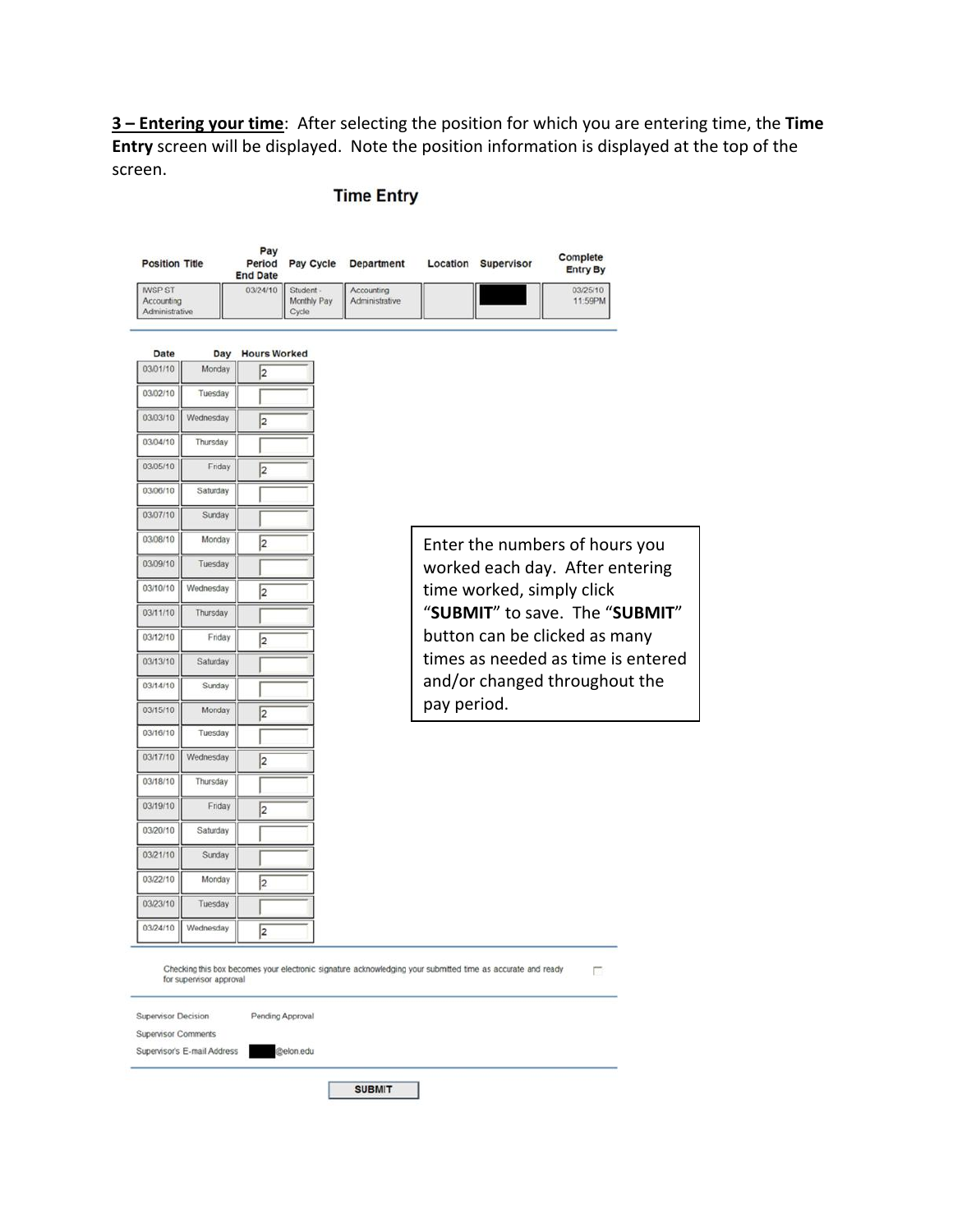**3 – Entering your time**: After selecting the position for which you are entering time, the **Time Entry** screen will be displayed. Note the position information is displayed at the top of the screen.

### Time Entry

| Position Title | Pay Period End Date | Pay Cycle | Department | Location | Supervisor | Complete Entry By |
|---|---|---|---|---|---|---|
| IWSP ST Accounting Administrative | 03/24/10 | Student - Monthly Pay Cycle | Accounting Administrative | | | 03/25/10 11:59PM |

| Date | Day | Hours Worked |
|---|---|---|
| 03/01/10 | Monday | 2 |
| 03/02/10 | Tuesday | |
| 03/03/10 | Wednesday | 2 |
| 03/04/10 | Thursday | |
| 03/05/10 | Friday | 2 |
| 03/06/10 | Saturday | |
| 03/07/10 | Sunday | |
| 03/08/10 | Monday | 2 |
| 03/09/10 | Tuesday | |
| 03/10/10 | Wednesday | 2 |
| 03/11/10 | Thursday | |
| 03/12/10 | Friday | 2 |
| 03/13/10 | Saturday | |
| 03/14/10 | Sunday | |
| 03/15/10 | Monday | 2 |
| 03/16/10 | Tuesday | |
| 03/17/10 | Wednesday | 2 |
| 03/18/10 | Thursday | |
| 03/19/10 | Friday | 2 |
| 03/20/10 | Saturday | |
| 03/21/10 | Sunday | |
| 03/22/10 | Monday | 2 |
| 03/23/10 | Tuesday | |
| 03/24/10 | Wednesday | 2 |

Enter the numbers of hours you worked each day. After entering time worked, simply click "**SUBMIT**" to save. The "**SUBMIT**" button can be clicked as many times as needed as time is entered and/or changed throughout the pay period.

Checking this box becomes your electronic signature acknowledging your submitted time as accurate and ready for supervisor approval

Supervisor Decision Pending Approval

Supervisor Comments

Supervisor's E-mail Address @elon.edu

SUBMIT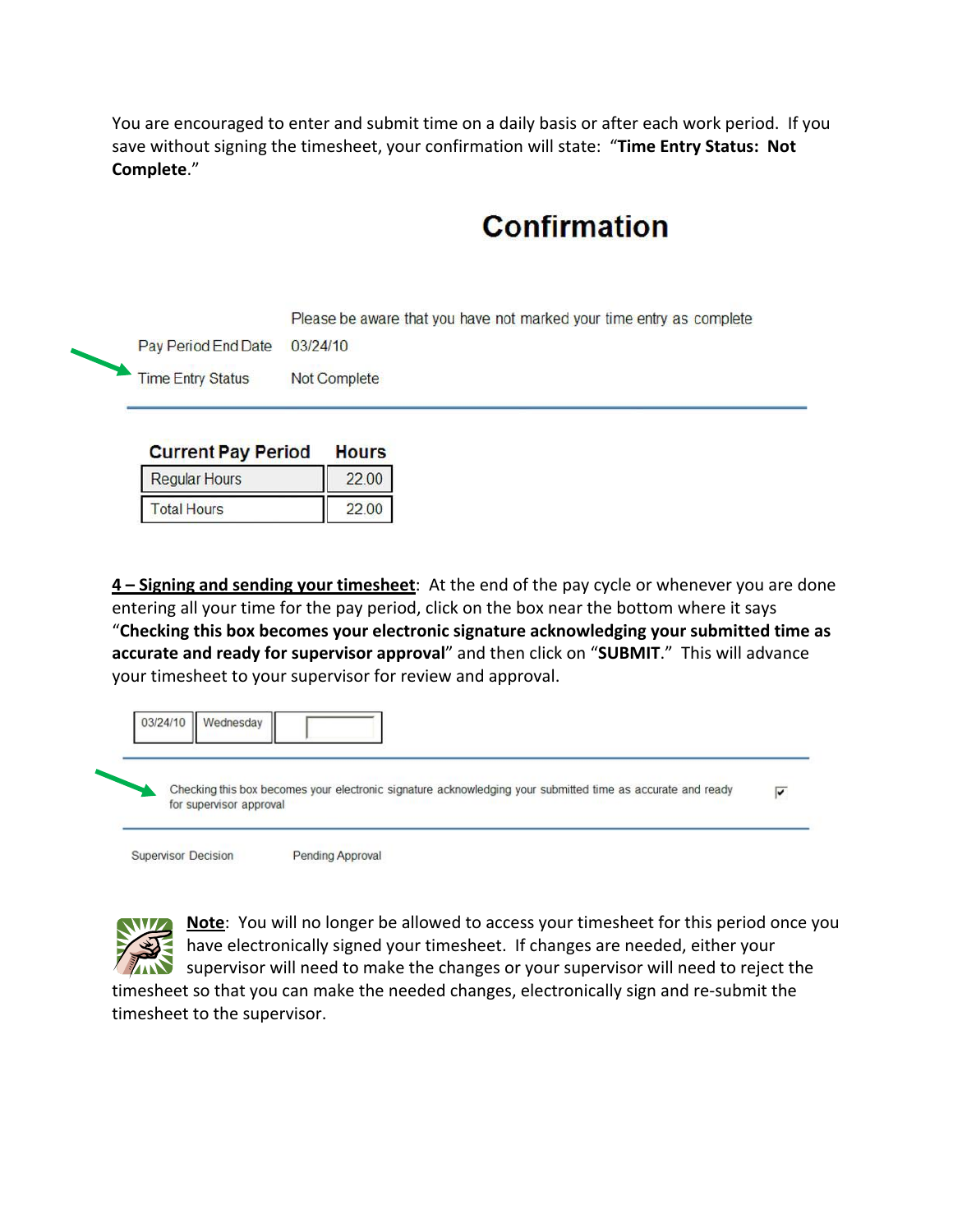You are encouraged to enter and submit time on a daily basis or after each work period. If you save without signing the timesheet, your confirmation will state: "**Time Entry Status: Not Complete**."

## Confirmation

Please be aware that you have not marked your time entry as complete

| | |
|---|---|
| Pay Period End Date | 03/24/10 |
| Time Entry Status | Not Complete |

| Current Pay Period | Hours |
|---|---|
| Regular Hours | 22.00 |
| Total Hours | 22.00 |

**4 – Signing and sending your timesheet**: At the end of the pay cycle or whenever you are done entering all your time for the pay period, click on the box near the bottom where it says "**Checking this box becomes your electronic signature acknowledging your submitted time as accurate and ready for supervisor approval**" and then click on "**SUBMIT**." This will advance your timesheet to your supervisor for review and approval.

| | | |
|---|---|---|
| 03/24/10 | Wednesday | |

Checking this box becomes your electronic signature acknowledging your submitted time as accurate and ready for supervisor approval ☑

Supervisor Decision Pending Approval

**Note**: You will no longer be allowed to access your timesheet for this period once you have electronically signed your timesheet. If changes are needed, either your supervisor will need to make the changes or your supervisor will need to reject the timesheet so that you can make the needed changes, electronically sign and re-submit the timesheet to the supervisor.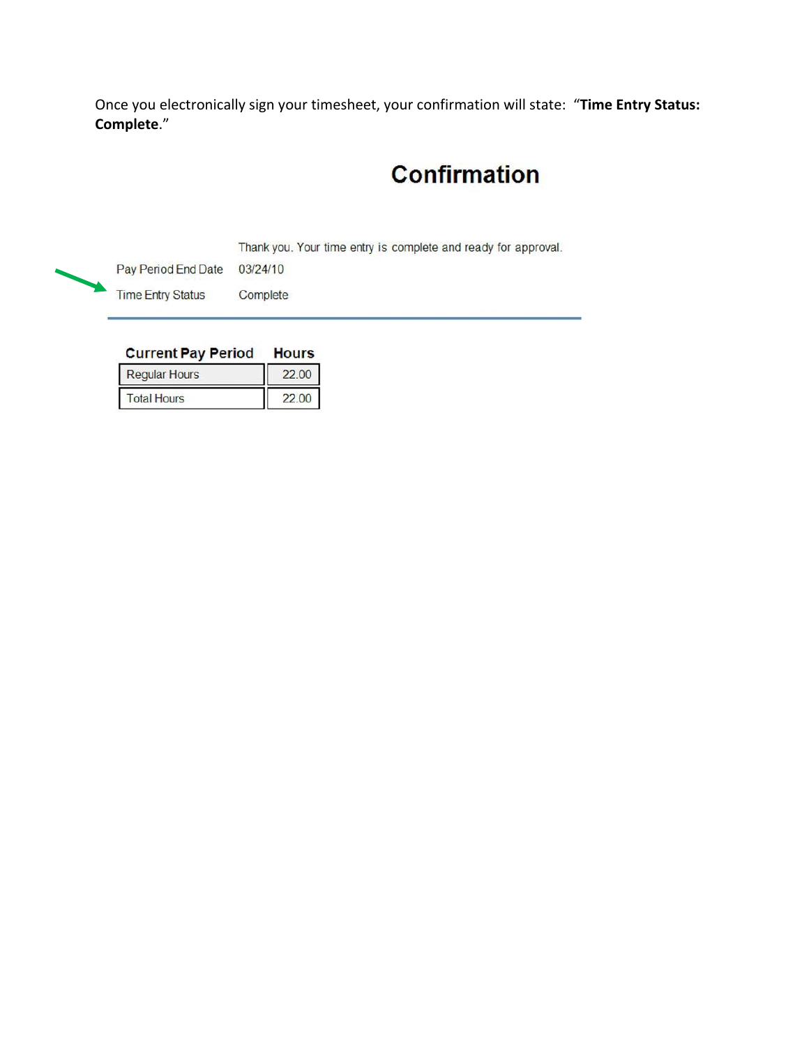Once you electronically sign your timesheet, your confirmation will state: "**Time Entry Status: Complete**."

## Confirmation

Thank you. Your time entry is complete and ready for approval.

Pay Period End Date 03/24/10

Time Entry Status Complete

| Current Pay Period | Hours |
| --- | --- |
| Regular Hours | 22.00 |
| Total Hours | 22.00 |